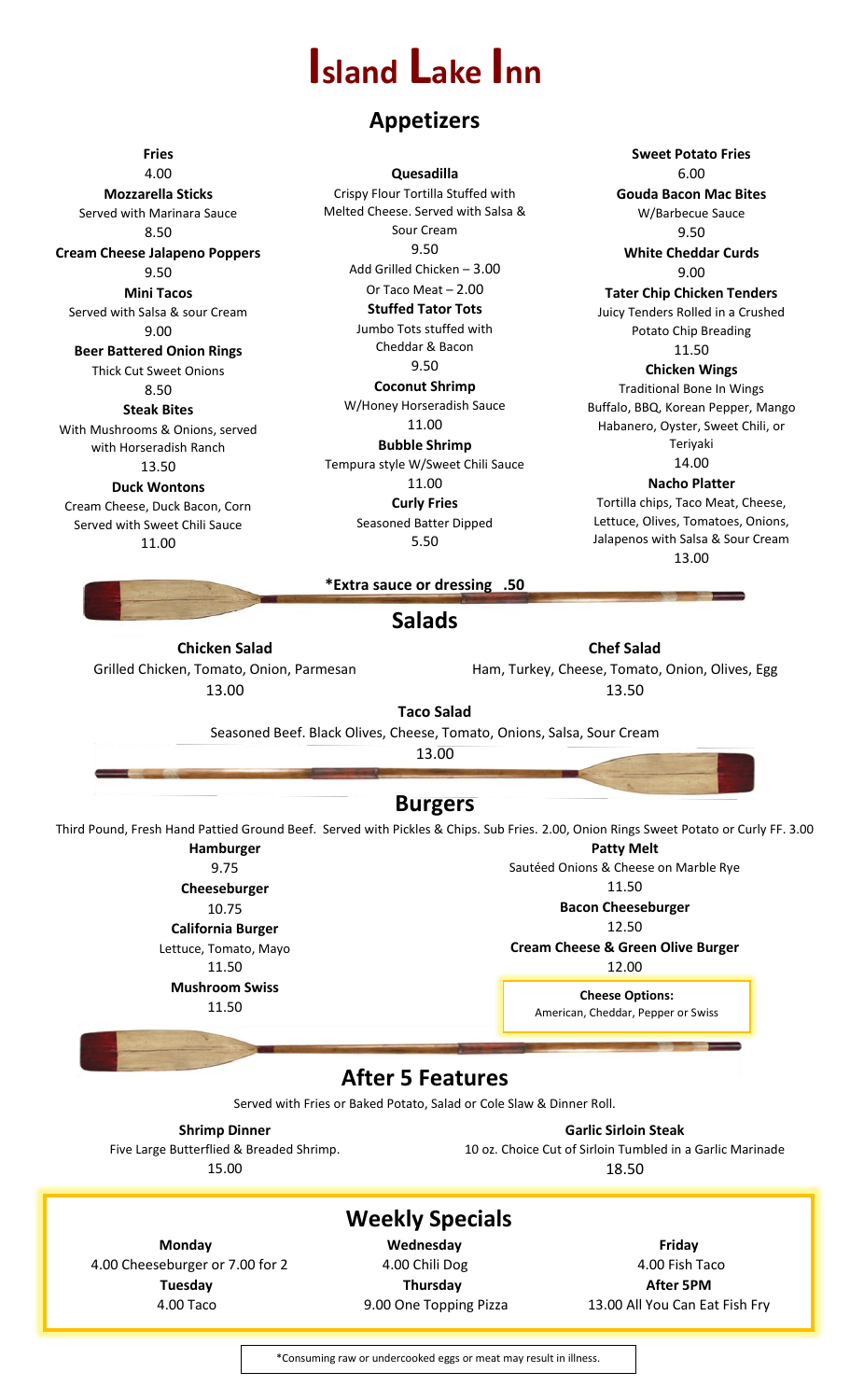# Island Lake Inn

## Appetizers

**Fries**
4.00

**Mozzarella Sticks**
Served with Marinara Sauce
8.50

**Cream Cheese Jalapeno Poppers**
9.50

**Mini Tacos**
Served with Salsa & sour Cream
9.00

**Beer Battered Onion Rings**
Thick Cut Sweet Onions
8.50

**Steak Bites**
With Mushrooms & Onions, served with Horseradish Ranch
13.50

**Duck Wontons**
Cream Cheese, Duck Bacon, Corn Served with Sweet Chili Sauce
11.00

**Quesadilla**
Crispy Flour Tortilla Stuffed with Melted Cheese. Served with Salsa & Sour Cream
9.50
Add Grilled Chicken – 3.00
Or Taco Meat – 2.00

**Stuffed Tator Tots**
Jumbo Tots stuffed with Cheddar & Bacon
9.50

**Coconut Shrimp**
W/Honey Horseradish Sauce
11.00

**Bubble Shrimp**
Tempura style W/Sweet Chili Sauce
11.00

**Curly Fries**
Seasoned Batter Dipped
5.50

**Sweet Potato Fries**
6.00

**Gouda Bacon Mac Bites**
W/Barbecue Sauce
9.50

**White Cheddar Curds**
9.00

**Tater Chip Chicken Tenders**
Juicy Tenders Rolled in a Crushed Potato Chip Breading
11.50

**Chicken Wings**
Traditional Bone In Wings
Buffalo, BBQ, Korean Pepper, Mango Habanero, Oyster, Sweet Chili, or Teriyaki
14.00

**Nacho Platter**
Tortilla chips, Taco Meat, Cheese, Lettuce, Olives, Tomatoes, Onions, Jalapenos with Salsa & Sour Cream
13.00

**\*Extra sauce or dressing .50**

## Salads

**Chicken Salad**
Grilled Chicken, Tomato, Onion, Parmesan
13.00

**Chef Salad**
Ham, Turkey, Cheese, Tomato, Onion, Olives, Egg
13.50

**Taco Salad**
Seasoned Beef. Black Olives, Cheese, Tomato, Onions, Salsa, Sour Cream
13.00

## Burgers

Third Pound, Fresh Hand Pattied Ground Beef. Served with Pickles & Chips. Sub Fries. 2.00, Onion Rings Sweet Potato or Curly FF. 3.00

**Hamburger**
9.75

**Cheeseburger**
10.75

**California Burger**
Lettuce, Tomato, Mayo
11.50

**Mushroom Swiss**
11.50

**Patty Melt**
Sautéed Onions & Cheese on Marble Rye
11.50

**Bacon Cheeseburger**
12.50

**Cream Cheese & Green Olive Burger**
12.00

**Cheese Options:**
American, Cheddar, Pepper or Swiss

## After 5 Features

Served with Fries or Baked Potato, Salad or Cole Slaw & Dinner Roll.

**Shrimp Dinner**
Five Large Butterflied & Breaded Shrimp.
15.00

**Garlic Sirloin Steak**
10 oz. Choice Cut of Sirloin Tumbled in a Garlic Marinade
18.50

## Weekly Specials

**Monday**
4.00 Cheeseburger or 7.00 for 2

**Tuesday**
4.00 Taco

**Wednesday**
4.00 Chili Dog

**Thursday**
9.00 One Topping Pizza

**Friday**
4.00 Fish Taco

**After 5PM**
13.00 All You Can Eat Fish Fry

*Consuming raw or undercooked eggs or meat may result in illness.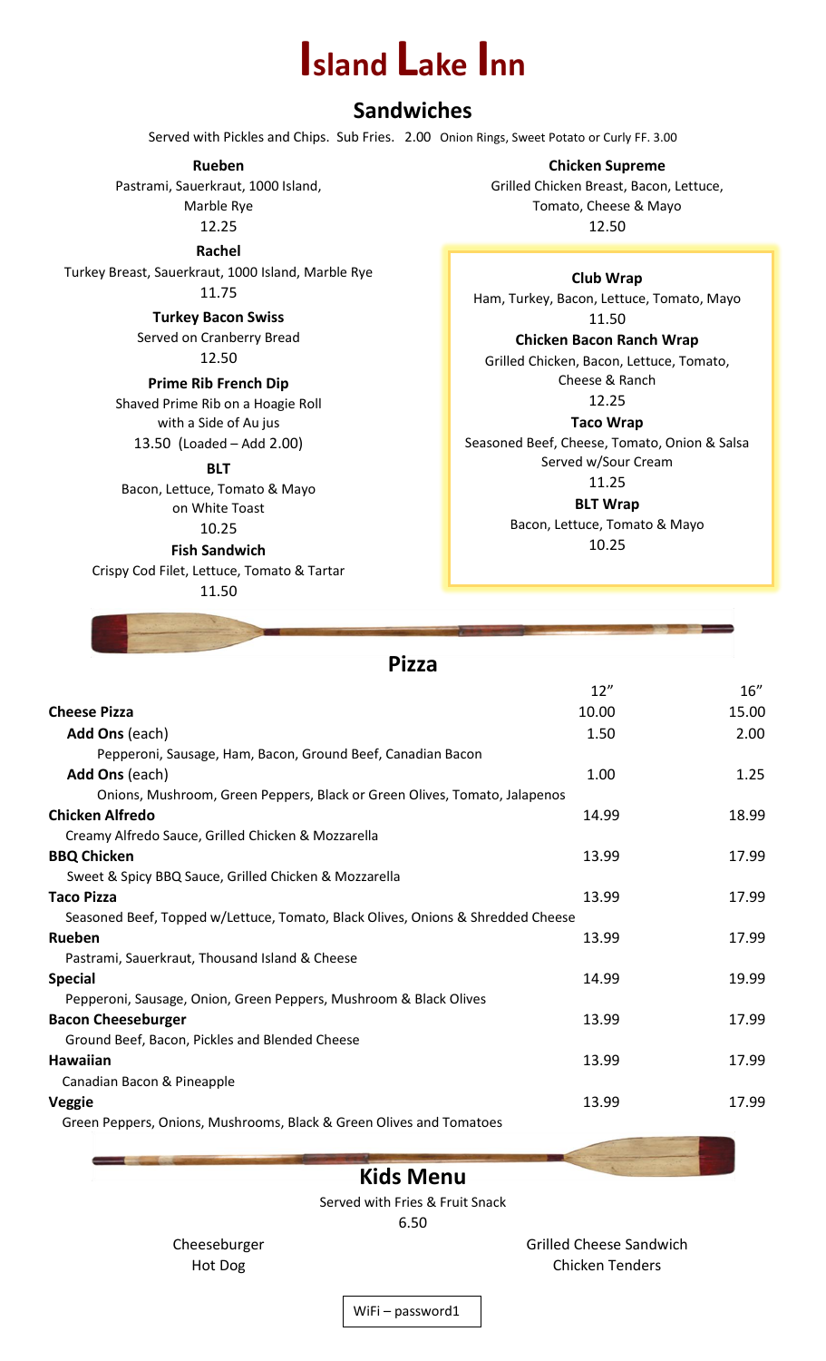# Island Lake Inn

## Sandwiches

Served with Pickles and Chips. Sub Fries. 2.00 Onion Rings, Sweet Potato or Curly FF. 3.00

**Rueben**
Pastrami, Sauerkraut, 1000 Island, Marble Rye
12.25

**Rachel**
Turkey Breast, Sauerkraut, 1000 Island, Marble Rye
11.75

**Turkey Bacon Swiss**
Served on Cranberry Bread
12.50

**Prime Rib French Dip**
Shaved Prime Rib on a Hoagie Roll with a Side of Au jus
13.50 (Loaded – Add 2.00)

**BLT**
Bacon, Lettuce, Tomato & Mayo on White Toast
10.25

**Fish Sandwich**
Crispy Cod Filet, Lettuce, Tomato & Tartar
11.50

**Chicken Supreme**
Grilled Chicken Breast, Bacon, Lettuce, Tomato, Cheese & Mayo
12.50

**Club Wrap**
Ham, Turkey, Bacon, Lettuce, Tomato, Mayo
11.50

**Chicken Bacon Ranch Wrap**
Grilled Chicken, Bacon, Lettuce, Tomato, Cheese & Ranch
12.25

**Taco Wrap**
Seasoned Beef, Cheese, Tomato, Onion & Salsa Served w/Sour Cream
11.25

**BLT Wrap**
Bacon, Lettuce, Tomato & Mayo
10.25

## Pizza

| | 12" | 16" |
|---|---|---|
| **Cheese Pizza** | 10.00 | 15.00 |
| **Add Ons** (each) | 1.50 | 2.00 |
| Pepperoni, Sausage, Ham, Bacon, Ground Beef, Canadian Bacon | | |
| **Add Ons** (each) | 1.00 | 1.25 |
| Onions, Mushroom, Green Peppers, Black or Green Olives, Tomato, Jalapenos | | |
| **Chicken Alfredo** | 14.99 | 18.99 |
| Creamy Alfredo Sauce, Grilled Chicken & Mozzarella | | |
| **BBQ Chicken** | 13.99 | 17.99 |
| Sweet & Spicy BBQ Sauce, Grilled Chicken & Mozzarella | | |
| **Taco Pizza** | 13.99 | 17.99 |
| Seasoned Beef, Topped w/Lettuce, Tomato, Black Olives, Onions & Shredded Cheese | | |
| **Rueben** | 13.99 | 17.99 |
| Pastrami, Sauerkraut, Thousand Island & Cheese | | |
| **Special** | 14.99 | 19.99 |
| Pepperoni, Sausage, Onion, Green Peppers, Mushroom & Black Olives | | |
| **Bacon Cheeseburger** | 13.99 | 17.99 |
| Ground Beef, Bacon, Pickles and Blended Cheese | | |
| **Hawaiian** | 13.99 | 17.99 |
| Canadian Bacon & Pineapple | | |
| **Veggie** | 13.99 | 17.99 |
| Green Peppers, Onions, Mushrooms, Black & Green Olives and Tomatoes | | |

## Kids Menu

Served with Fries & Fruit Snack
6.50

- Cheeseburger
- Hot Dog
- Grilled Cheese Sandwich
- Chicken Tenders

WiFi – password1